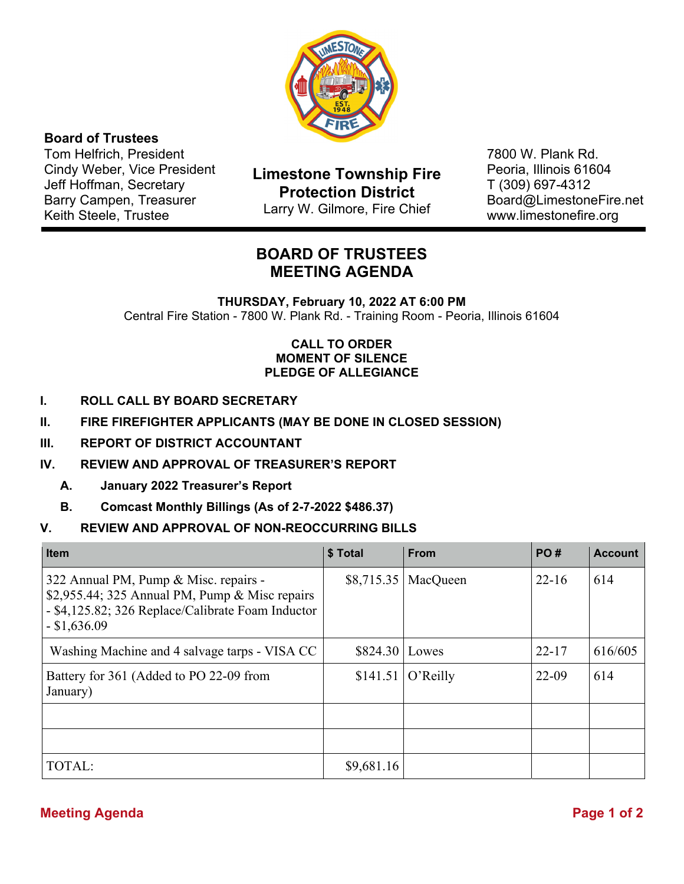**Board of Trustees**
Tom Helfrich, President
Cindy Weber, Vice President
Jeff Hoffman, Secretary
Barry Campen, Treasurer
Keith Steele, Trustee

**Limestone Township Fire Protection District**
Larry W. Gilmore, Fire Chief

7800 W. Plank Rd.
Peoria, Illinois 61604
T (309) 697-4312
Board@LimestoneFire.net
www.limestonefire.org

# BOARD OF TRUSTEES MEETING AGENDA

**THURSDAY, February 10, 2022 AT 6:00 PM**
Central Fire Station - 7800 W. Plank Rd. - Training Room - Peoria, Illinois 61604

**CALL TO ORDER**
**MOMENT OF SILENCE**
**PLEDGE OF ALLEGIANCE**

**I. ROLL CALL BY BOARD SECRETARY**

**II. FIRE FIREFIGHTER APPLICANTS (MAY BE DONE IN CLOSED SESSION)**

**III. REPORT OF DISTRICT ACCOUNTANT**

**IV. REVIEW AND APPROVAL OF TREASURER'S REPORT**

- **A. January 2022 Treasurer's Report**
- **B. Comcast Monthly Billings (As of 2-7-2022 $486.37)**

**V. REVIEW AND APPROVAL OF NON-REOCCURRING BILLS**

| Item | $ Total | From | PO # | Account |
|---|---|---|---|---|
| 322 Annual PM, Pump & Misc. repairs - $2,955.44; 325 Annual PM, Pump & Misc repairs - $4,125.82; 326 Replace/Calibrate Foam Inductor - $1,636.09 | $8,715.35 | MacQueen | 22-16 | 614 |
| Washing Machine and 4 salvage tarps - VISA CC | $824.30 | Lowes | 22-17 | 616/605 |
| Battery for 361 (Added to PO 22-09 from January) | $141.51 | O'Reilly | 22-09 | 614 |
| | | | | |
| | | | | |
| TOTAL: | $9,681.16 | | | |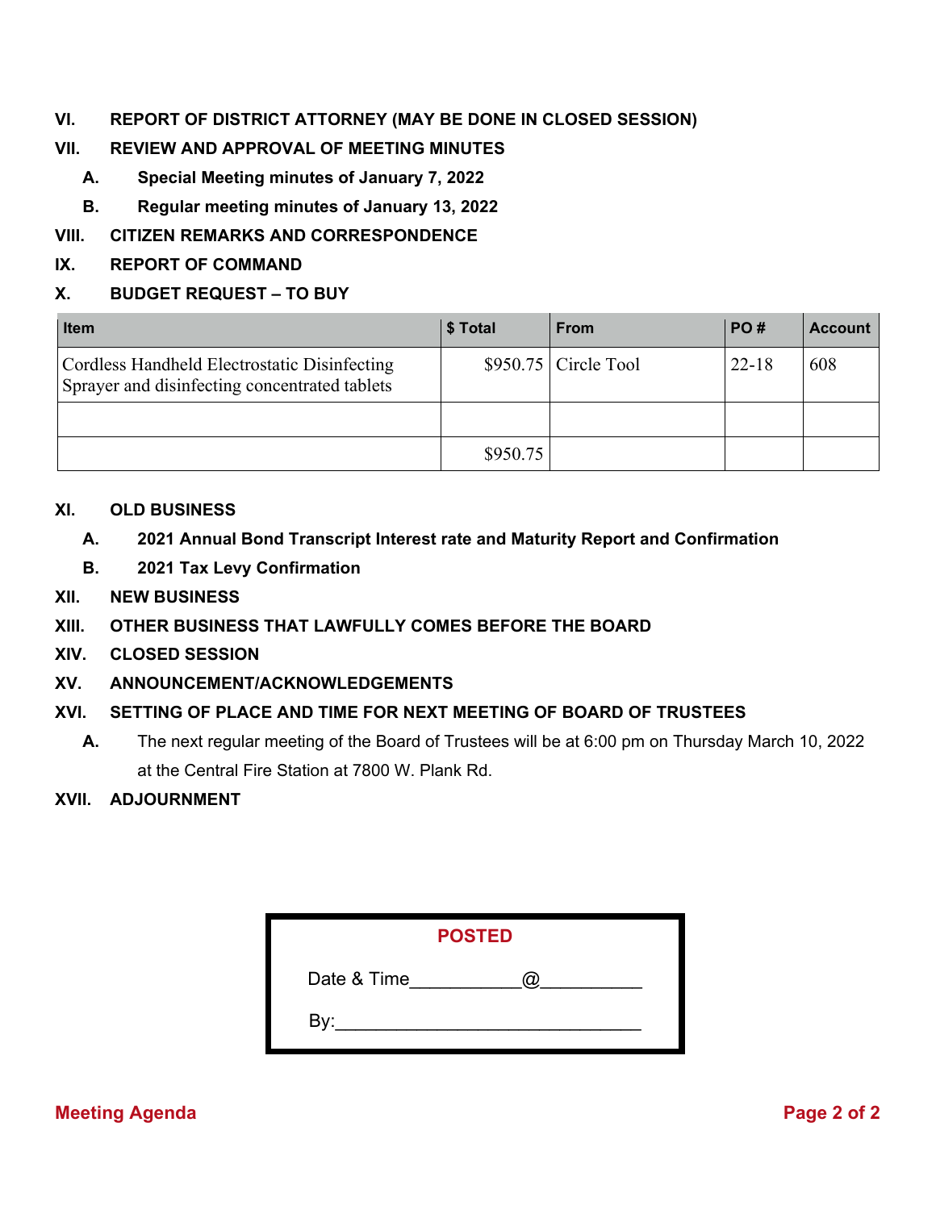**VI. REPORT OF DISTRICT ATTORNEY (MAY BE DONE IN CLOSED SESSION)**

**VII. REVIEW AND APPROVAL OF MEETING MINUTES**

**A. Special Meeting minutes of January 7, 2022**

**B. Regular meeting minutes of January 13, 2022**

**VIII. CITIZEN REMARKS AND CORRESPONDENCE**

**IX. REPORT OF COMMAND**

**X. BUDGET REQUEST – TO BUY**

| Item | $ Total | From | PO # | Account |
|---|---|---|---|---|
| Cordless Handheld Electrostatic Disinfecting Sprayer and disinfecting concentrated tablets | $950.75 | Circle Tool | 22-18 | 608 |
| | | | | |
| | $950.75 | | | |

**XI. OLD BUSINESS**

**A. 2021 Annual Bond Transcript Interest rate and Maturity Report and Confirmation**

**B. 2021 Tax Levy Confirmation**

**XII. NEW BUSINESS**

**XIII. OTHER BUSINESS THAT LAWFULLY COMES BEFORE THE BOARD**

**XIV. CLOSED SESSION**

**XV. ANNOUNCEMENT/ACKNOWLEDGEMENTS**

**XVI. SETTING OF PLACE AND TIME FOR NEXT MEETING OF BOARD OF TRUSTEES**

**A.** The next regular meeting of the Board of Trustees will be at 6:00 pm on Thursday March 10, 2022 at the Central Fire Station at 7800 W. Plank Rd.

**XVII. ADJOURNMENT**

**POSTED**

Date & Time__________@_________

By:_____________________________

**Meeting Agenda**